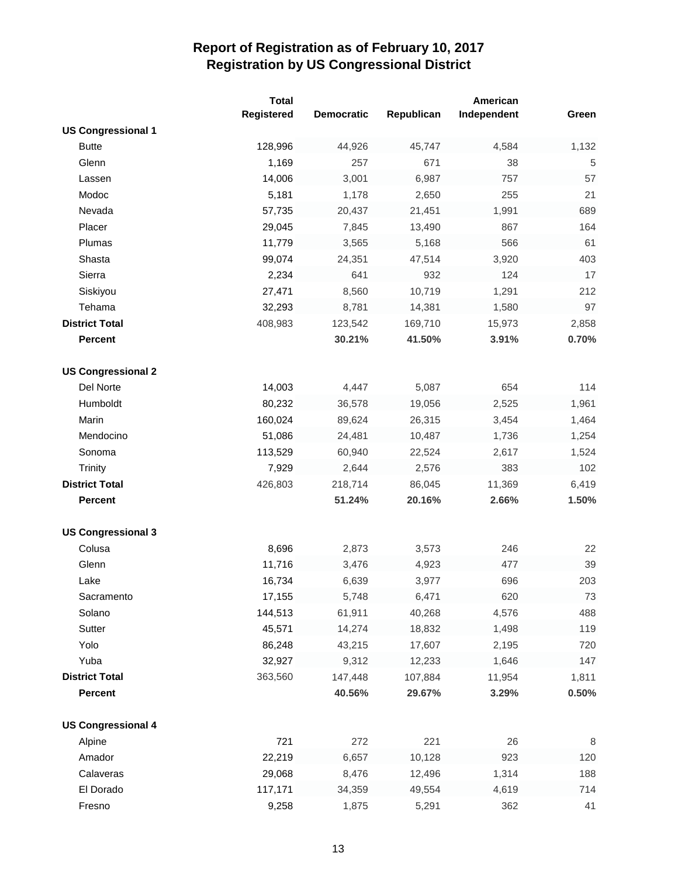# Report of Registration as of February 10, 2017
## Registration by US Congressional District

| | Total Registered | Democratic | Republican | American Independent | Green |
|---|---|---|---|---|---|
| **US Congressional 1** | | | | | |
| Butte | 128,996 | 44,926 | 45,747 | 4,584 | 1,132 |
| Glenn | 1,169 | 257 | 671 | 38 | 5 |
| Lassen | 14,006 | 3,001 | 6,987 | 757 | 57 |
| Modoc | 5,181 | 1,178 | 2,650 | 255 | 21 |
| Nevada | 57,735 | 20,437 | 21,451 | 1,991 | 689 |
| Placer | 29,045 | 7,845 | 13,490 | 867 | 164 |
| Plumas | 11,779 | 3,565 | 5,168 | 566 | 61 |
| Shasta | 99,074 | 24,351 | 47,514 | 3,920 | 403 |
| Sierra | 2,234 | 641 | 932 | 124 | 17 |
| Siskiyou | 27,471 | 8,560 | 10,719 | 1,291 | 212 |
| Tehama | 32,293 | 8,781 | 14,381 | 1,580 | 97 |
| **District Total** | 408,983 | 123,542 | 169,710 | 15,973 | 2,858 |
| **Percent** | | **30.21%** | **41.50%** | **3.91%** | **0.70%** |
| **US Congressional 2** | | | | | |
| Del Norte | 14,003 | 4,447 | 5,087 | 654 | 114 |
| Humboldt | 80,232 | 36,578 | 19,056 | 2,525 | 1,961 |
| Marin | 160,024 | 89,624 | 26,315 | 3,454 | 1,464 |
| Mendocino | 51,086 | 24,481 | 10,487 | 1,736 | 1,254 |
| Sonoma | 113,529 | 60,940 | 22,524 | 2,617 | 1,524 |
| Trinity | 7,929 | 2,644 | 2,576 | 383 | 102 |
| **District Total** | 426,803 | 218,714 | 86,045 | 11,369 | 6,419 |
| **Percent** | | **51.24%** | **20.16%** | **2.66%** | **1.50%** |
| **US Congressional 3** | | | | | |
| Colusa | 8,696 | 2,873 | 3,573 | 246 | 22 |
| Glenn | 11,716 | 3,476 | 4,923 | 477 | 39 |
| Lake | 16,734 | 6,639 | 3,977 | 696 | 203 |
| Sacramento | 17,155 | 5,748 | 6,471 | 620 | 73 |
| Solano | 144,513 | 61,911 | 40,268 | 4,576 | 488 |
| Sutter | 45,571 | 14,274 | 18,832 | 1,498 | 119 |
| Yolo | 86,248 | 43,215 | 17,607 | 2,195 | 720 |
| Yuba | 32,927 | 9,312 | 12,233 | 1,646 | 147 |
| **District Total** | 363,560 | 147,448 | 107,884 | 11,954 | 1,811 |
| **Percent** | | **40.56%** | **29.67%** | **3.29%** | **0.50%** |
| **US Congressional 4** | | | | | |
| Alpine | 721 | 272 | 221 | 26 | 8 |
| Amador | 22,219 | 6,657 | 10,128 | 923 | 120 |
| Calaveras | 29,068 | 8,476 | 12,496 | 1,314 | 188 |
| El Dorado | 117,171 | 34,359 | 49,554 | 4,619 | 714 |
| Fresno | 9,258 | 1,875 | 5,291 | 362 | 41 |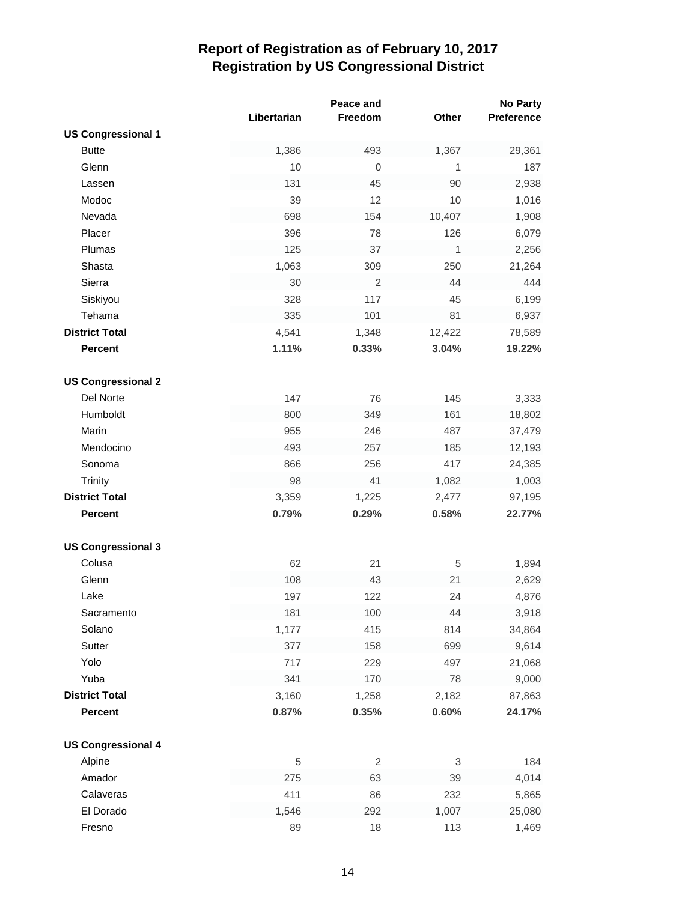# Report of Registration as of February 10, 2017
## Registration by US Congressional District

| | Libertarian | Peace and Freedom | Other | No Party Preference |
|---|---|---|---|---|
| **US Congressional 1** | | | | |
| Butte | 1,386 | 493 | 1,367 | 29,361 |
| Glenn | 10 | 0 | 1 | 187 |
| Lassen | 131 | 45 | 90 | 2,938 |
| Modoc | 39 | 12 | 10 | 1,016 |
| Nevada | 698 | 154 | 10,407 | 1,908 |
| Placer | 396 | 78 | 126 | 6,079 |
| Plumas | 125 | 37 | 1 | 2,256 |
| Shasta | 1,063 | 309 | 250 | 21,264 |
| Sierra | 30 | 2 | 44 | 444 |
| Siskiyou | 328 | 117 | 45 | 6,199 |
| Tehama | 335 | 101 | 81 | 6,937 |
| **District Total** | 4,541 | 1,348 | 12,422 | 78,589 |
| **Percent** | **1.11%** | **0.33%** | **3.04%** | **19.22%** |
| **US Congressional 2** | | | | |
| Del Norte | 147 | 76 | 145 | 3,333 |
| Humboldt | 800 | 349 | 161 | 18,802 |
| Marin | 955 | 246 | 487 | 37,479 |
| Mendocino | 493 | 257 | 185 | 12,193 |
| Sonoma | 866 | 256 | 417 | 24,385 |
| Trinity | 98 | 41 | 1,082 | 1,003 |
| **District Total** | 3,359 | 1,225 | 2,477 | 97,195 |
| **Percent** | **0.79%** | **0.29%** | **0.58%** | **22.77%** |
| **US Congressional 3** | | | | |
| Colusa | 62 | 21 | 5 | 1,894 |
| Glenn | 108 | 43 | 21 | 2,629 |
| Lake | 197 | 122 | 24 | 4,876 |
| Sacramento | 181 | 100 | 44 | 3,918 |
| Solano | 1,177 | 415 | 814 | 34,864 |
| Sutter | 377 | 158 | 699 | 9,614 |
| Yolo | 717 | 229 | 497 | 21,068 |
| Yuba | 341 | 170 | 78 | 9,000 |
| **District Total** | 3,160 | 1,258 | 2,182 | 87,863 |
| **Percent** | **0.87%** | **0.35%** | **0.60%** | **24.17%** |
| **US Congressional 4** | | | | |
| Alpine | 5 | 2 | 3 | 184 |
| Amador | 275 | 63 | 39 | 4,014 |
| Calaveras | 411 | 86 | 232 | 5,865 |
| El Dorado | 1,546 | 292 | 1,007 | 25,080 |
| Fresno | 89 | 18 | 113 | 1,469 |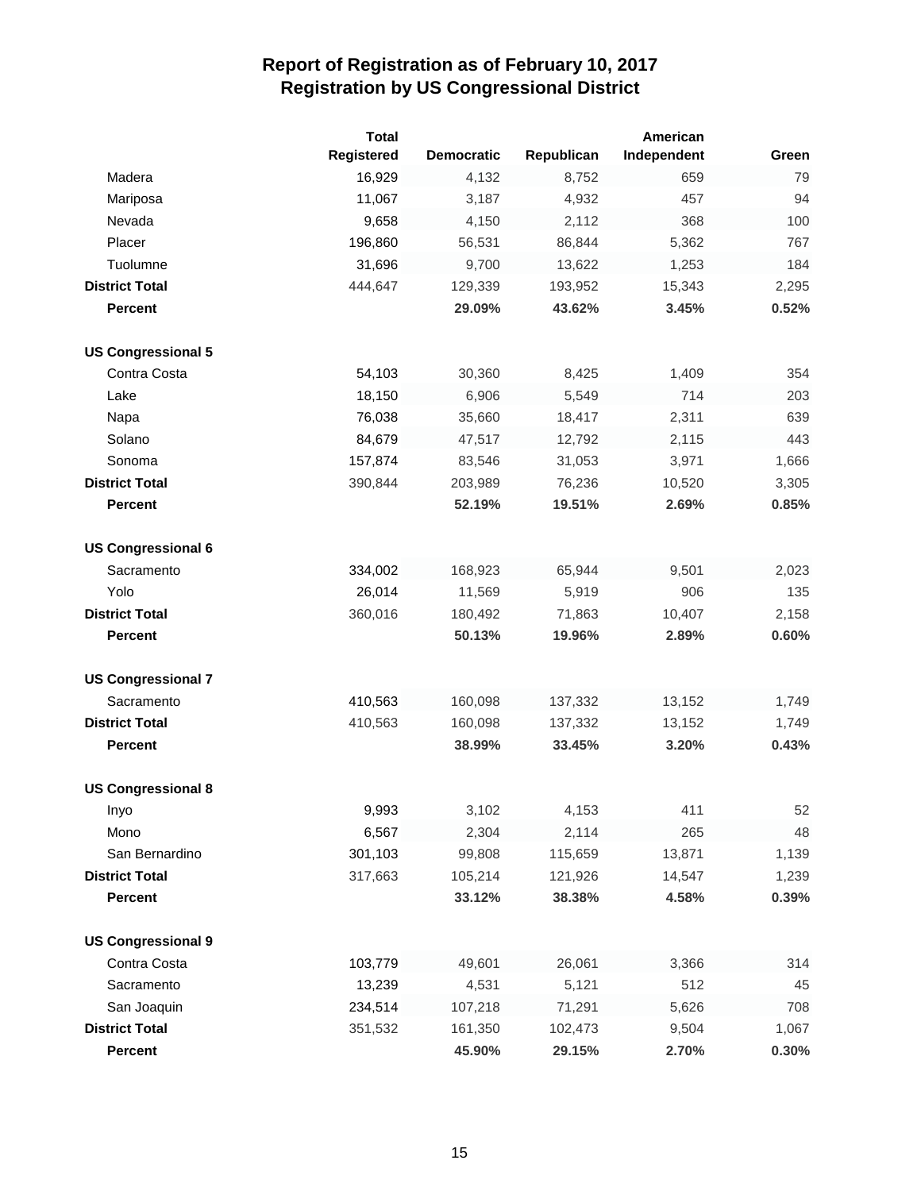# Report of Registration as of February 10, 2017
## Registration by US Congressional District

| | Total Registered | Democratic | Republican | American Independent | Green |
|---|---|---|---|---|---|
| Madera | 16,929 | 4,132 | 8,752 | 659 | 79 |
| Mariposa | 11,067 | 3,187 | 4,932 | 457 | 94 |
| Nevada | 9,658 | 4,150 | 2,112 | 368 | 100 |
| Placer | 196,860 | 56,531 | 86,844 | 5,362 | 767 |
| Tuolumne | 31,696 | 9,700 | 13,622 | 1,253 | 184 |
| **District Total** | 444,647 | 129,339 | 193,952 | 15,343 | 2,295 |
| **Percent** | | **29.09%** | **43.62%** | **3.45%** | **0.52%** |
| | | | | | |
| **US Congressional 5** | | | | | |
| Contra Costa | 54,103 | 30,360 | 8,425 | 1,409 | 354 |
| Lake | 18,150 | 6,906 | 5,549 | 714 | 203 |
| Napa | 76,038 | 35,660 | 18,417 | 2,311 | 639 |
| Solano | 84,679 | 47,517 | 12,792 | 2,115 | 443 |
| Sonoma | 157,874 | 83,546 | 31,053 | 3,971 | 1,666 |
| **District Total** | 390,844 | 203,989 | 76,236 | 10,520 | 3,305 |
| **Percent** | | **52.19%** | **19.51%** | **2.69%** | **0.85%** |
| | | | | | |
| **US Congressional 6** | | | | | |
| Sacramento | 334,002 | 168,923 | 65,944 | 9,501 | 2,023 |
| Yolo | 26,014 | 11,569 | 5,919 | 906 | 135 |
| **District Total** | 360,016 | 180,492 | 71,863 | 10,407 | 2,158 |
| **Percent** | | **50.13%** | **19.96%** | **2.89%** | **0.60%** |
| | | | | | |
| **US Congressional 7** | | | | | |
| Sacramento | 410,563 | 160,098 | 137,332 | 13,152 | 1,749 |
| **District Total** | 410,563 | 160,098 | 137,332 | 13,152 | 1,749 |
| **Percent** | | **38.99%** | **33.45%** | **3.20%** | **0.43%** |
| | | | | | |
| **US Congressional 8** | | | | | |
| Inyo | 9,993 | 3,102 | 4,153 | 411 | 52 |
| Mono | 6,567 | 2,304 | 2,114 | 265 | 48 |
| San Bernardino | 301,103 | 99,808 | 115,659 | 13,871 | 1,139 |
| **District Total** | 317,663 | 105,214 | 121,926 | 14,547 | 1,239 |
| **Percent** | | **33.12%** | **38.38%** | **4.58%** | **0.39%** |
| | | | | | |
| **US Congressional 9** | | | | | |
| Contra Costa | 103,779 | 49,601 | 26,061 | 3,366 | 314 |
| Sacramento | 13,239 | 4,531 | 5,121 | 512 | 45 |
| San Joaquin | 234,514 | 107,218 | 71,291 | 5,626 | 708 |
| **District Total** | 351,532 | 161,350 | 102,473 | 9,504 | 1,067 |
| **Percent** | | **45.90%** | **29.15%** | **2.70%** | **0.30%** |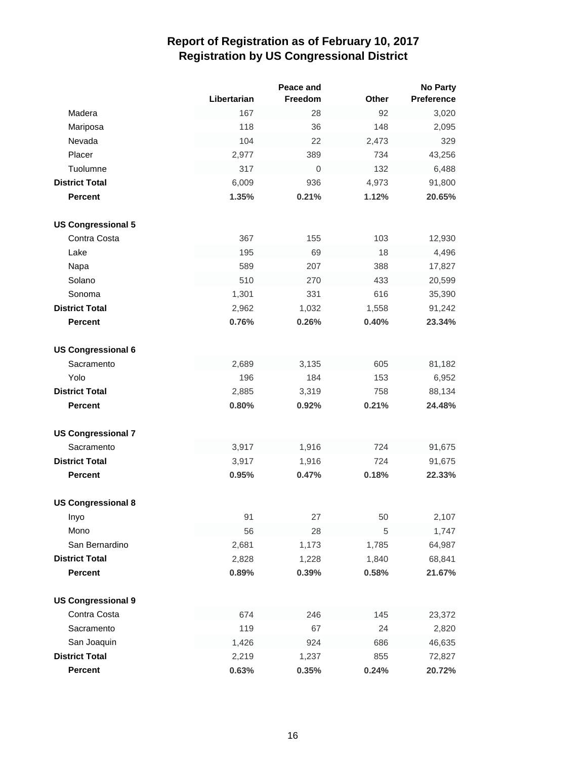# Report of Registration as of February 10, 2017
## Registration by US Congressional District

| | Libertarian | Peace and Freedom | Other | No Party Preference |
|---|---|---|---|---|
| Madera | 167 | 28 | 92 | 3,020 |
| Mariposa | 118 | 36 | 148 | 2,095 |
| Nevada | 104 | 22 | 2,473 | 329 |
| Placer | 2,977 | 389 | 734 | 43,256 |
| Tuolumne | 317 | 0 | 132 | 6,488 |
| **District Total** | 6,009 | 936 | 4,973 | 91,800 |
| **Percent** | **1.35%** | **0.21%** | **1.12%** | **20.65%** |
| **US Congressional 5** | | | | |
| Contra Costa | 367 | 155 | 103 | 12,930 |
| Lake | 195 | 69 | 18 | 4,496 |
| Napa | 589 | 207 | 388 | 17,827 |
| Solano | 510 | 270 | 433 | 20,599 |
| Sonoma | 1,301 | 331 | 616 | 35,390 |
| **District Total** | 2,962 | 1,032 | 1,558 | 91,242 |
| **Percent** | **0.76%** | **0.26%** | **0.40%** | **23.34%** |
| **US Congressional 6** | | | | |
| Sacramento | 2,689 | 3,135 | 605 | 81,182 |
| Yolo | 196 | 184 | 153 | 6,952 |
| **District Total** | 2,885 | 3,319 | 758 | 88,134 |
| **Percent** | **0.80%** | **0.92%** | **0.21%** | **24.48%** |
| **US Congressional 7** | | | | |
| Sacramento | 3,917 | 1,916 | 724 | 91,675 |
| **District Total** | 3,917 | 1,916 | 724 | 91,675 |
| **Percent** | **0.95%** | **0.47%** | **0.18%** | **22.33%** |
| **US Congressional 8** | | | | |
| Inyo | 91 | 27 | 50 | 2,107 |
| Mono | 56 | 28 | 5 | 1,747 |
| San Bernardino | 2,681 | 1,173 | 1,785 | 64,987 |
| **District Total** | 2,828 | 1,228 | 1,840 | 68,841 |
| **Percent** | **0.89%** | **0.39%** | **0.58%** | **21.67%** |
| **US Congressional 9** | | | | |
| Contra Costa | 674 | 246 | 145 | 23,372 |
| Sacramento | 119 | 67 | 24 | 2,820 |
| San Joaquin | 1,426 | 924 | 686 | 46,635 |
| **District Total** | 2,219 | 1,237 | 855 | 72,827 |
| **Percent** | **0.63%** | **0.35%** | **0.24%** | **20.72%** |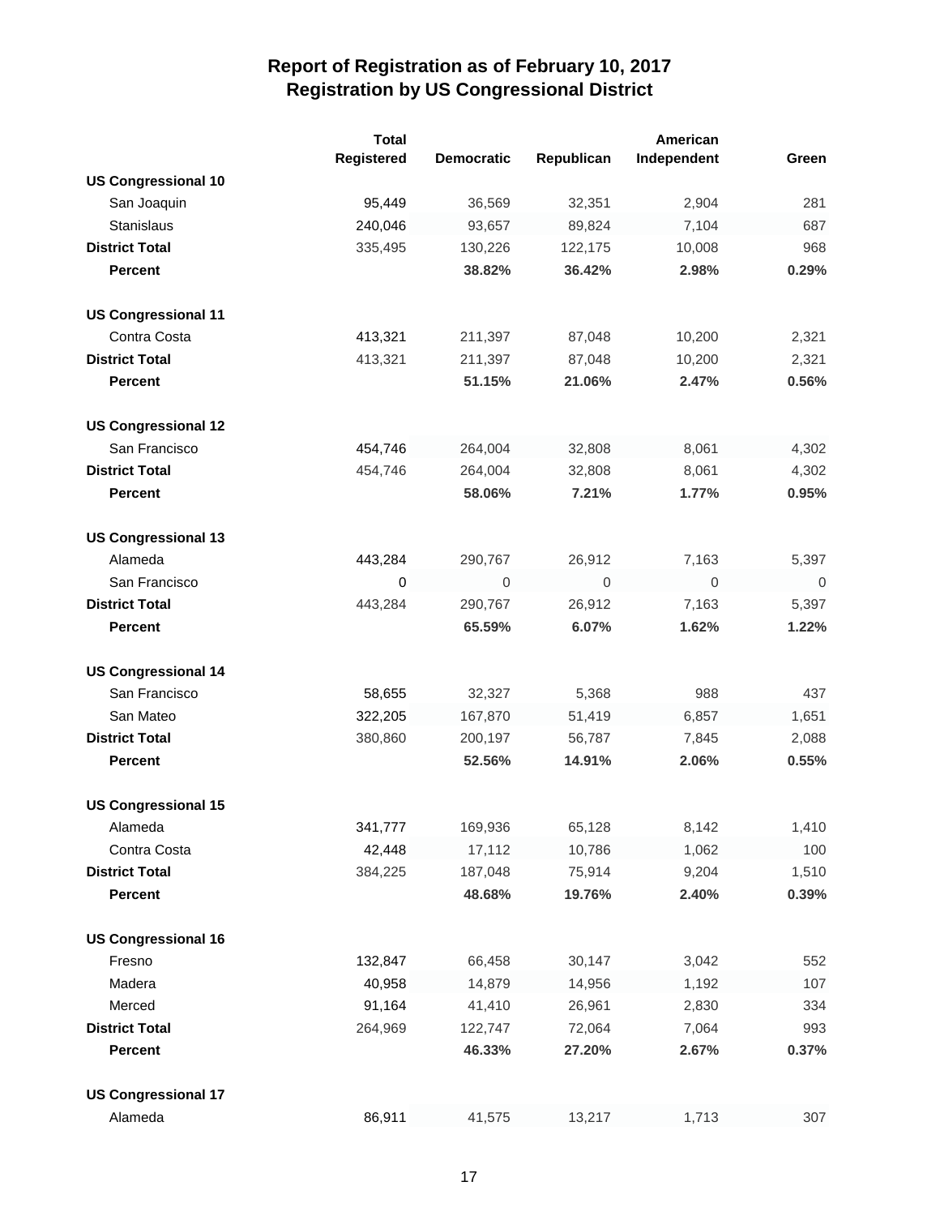# Report of Registration as of February 10, 2017
## Registration by US Congressional District

| | Total Registered | Democratic | Republican | American Independent | Green |
|---|---|---|---|---|---|
| **US Congressional 10** | | | | | |
| San Joaquin | 95,449 | 36,569 | 32,351 | 2,904 | 281 |
| Stanislaus | 240,046 | 93,657 | 89,824 | 7,104 | 687 |
| **District Total** | 335,495 | 130,226 | 122,175 | 10,008 | 968 |
| **Percent** | | **38.82%** | **36.42%** | **2.98%** | **0.29%** |
| **US Congressional 11** | | | | | |
| Contra Costa | 413,321 | 211,397 | 87,048 | 10,200 | 2,321 |
| **District Total** | 413,321 | 211,397 | 87,048 | 10,200 | 2,321 |
| **Percent** | | **51.15%** | **21.06%** | **2.47%** | **0.56%** |
| **US Congressional 12** | | | | | |
| San Francisco | 454,746 | 264,004 | 32,808 | 8,061 | 4,302 |
| **District Total** | 454,746 | 264,004 | 32,808 | 8,061 | 4,302 |
| **Percent** | | **58.06%** | **7.21%** | **1.77%** | **0.95%** |
| **US Congressional 13** | | | | | |
| Alameda | 443,284 | 290,767 | 26,912 | 7,163 | 5,397 |
| San Francisco | 0 | 0 | 0 | 0 | 0 |
| **District Total** | 443,284 | 290,767 | 26,912 | 7,163 | 5,397 |
| **Percent** | | **65.59%** | **6.07%** | **1.62%** | **1.22%** |
| **US Congressional 14** | | | | | |
| San Francisco | 58,655 | 32,327 | 5,368 | 988 | 437 |
| San Mateo | 322,205 | 167,870 | 51,419 | 6,857 | 1,651 |
| **District Total** | 380,860 | 200,197 | 56,787 | 7,845 | 2,088 |
| **Percent** | | **52.56%** | **14.91%** | **2.06%** | **0.55%** |
| **US Congressional 15** | | | | | |
| Alameda | 341,777 | 169,936 | 65,128 | 8,142 | 1,410 |
| Contra Costa | 42,448 | 17,112 | 10,786 | 1,062 | 100 |
| **District Total** | 384,225 | 187,048 | 75,914 | 9,204 | 1,510 |
| **Percent** | | **48.68%** | **19.76%** | **2.40%** | **0.39%** |
| **US Congressional 16** | | | | | |
| Fresno | 132,847 | 66,458 | 30,147 | 3,042 | 552 |
| Madera | 40,958 | 14,879 | 14,956 | 1,192 | 107 |
| Merced | 91,164 | 41,410 | 26,961 | 2,830 | 334 |
| **District Total** | 264,969 | 122,747 | 72,064 | 7,064 | 993 |
| **Percent** | | **46.33%** | **27.20%** | **2.67%** | **0.37%** |
| **US Congressional 17** | | | | | |
| Alameda | 86,911 | 41,575 | 13,217 | 1,713 | 307 |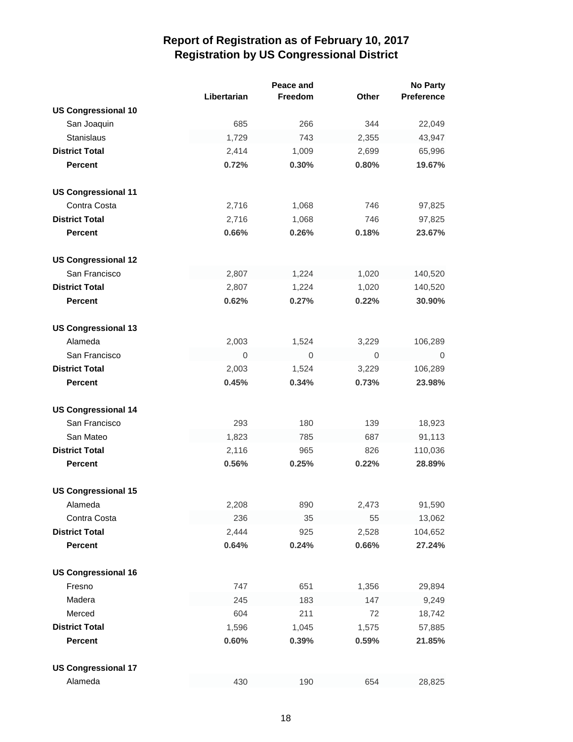# Report of Registration as of February 10, 2017
## Registration by US Congressional District

| | Libertarian | Peace and Freedom | Other | No Party Preference |
|---|---|---|---|---|
| **US Congressional 10** | | | | |
| San Joaquin | 685 | 266 | 344 | 22,049 |
| Stanislaus | 1,729 | 743 | 2,355 | 43,947 |
| **District Total** | 2,414 | 1,009 | 2,699 | 65,996 |
| **Percent** | **0.72%** | **0.30%** | **0.80%** | **19.67%** |
| | | | | |
| **US Congressional 11** | | | | |
| Contra Costa | 2,716 | 1,068 | 746 | 97,825 |
| **District Total** | 2,716 | 1,068 | 746 | 97,825 |
| **Percent** | **0.66%** | **0.26%** | **0.18%** | **23.67%** |
| | | | | |
| **US Congressional 12** | | | | |
| San Francisco | 2,807 | 1,224 | 1,020 | 140,520 |
| **District Total** | 2,807 | 1,224 | 1,020 | 140,520 |
| **Percent** | **0.62%** | **0.27%** | **0.22%** | **30.90%** |
| | | | | |
| **US Congressional 13** | | | | |
| Alameda | 2,003 | 1,524 | 3,229 | 106,289 |
| San Francisco | 0 | 0 | 0 | 0 |
| **District Total** | 2,003 | 1,524 | 3,229 | 106,289 |
| **Percent** | **0.45%** | **0.34%** | **0.73%** | **23.98%** |
| | | | | |
| **US Congressional 14** | | | | |
| San Francisco | 293 | 180 | 139 | 18,923 |
| San Mateo | 1,823 | 785 | 687 | 91,113 |
| **District Total** | 2,116 | 965 | 826 | 110,036 |
| **Percent** | **0.56%** | **0.25%** | **0.22%** | **28.89%** |
| | | | | |
| **US Congressional 15** | | | | |
| Alameda | 2,208 | 890 | 2,473 | 91,590 |
| Contra Costa | 236 | 35 | 55 | 13,062 |
| **District Total** | 2,444 | 925 | 2,528 | 104,652 |
| **Percent** | **0.64%** | **0.24%** | **0.66%** | **27.24%** |
| | | | | |
| **US Congressional 16** | | | | |
| Fresno | 747 | 651 | 1,356 | 29,894 |
| Madera | 245 | 183 | 147 | 9,249 |
| Merced | 604 | 211 | 72 | 18,742 |
| **District Total** | 1,596 | 1,045 | 1,575 | 57,885 |
| **Percent** | **0.60%** | **0.39%** | **0.59%** | **21.85%** |
| | | | | |
| **US Congressional 17** | | | | |
| Alameda | 430 | 190 | 654 | 28,825 |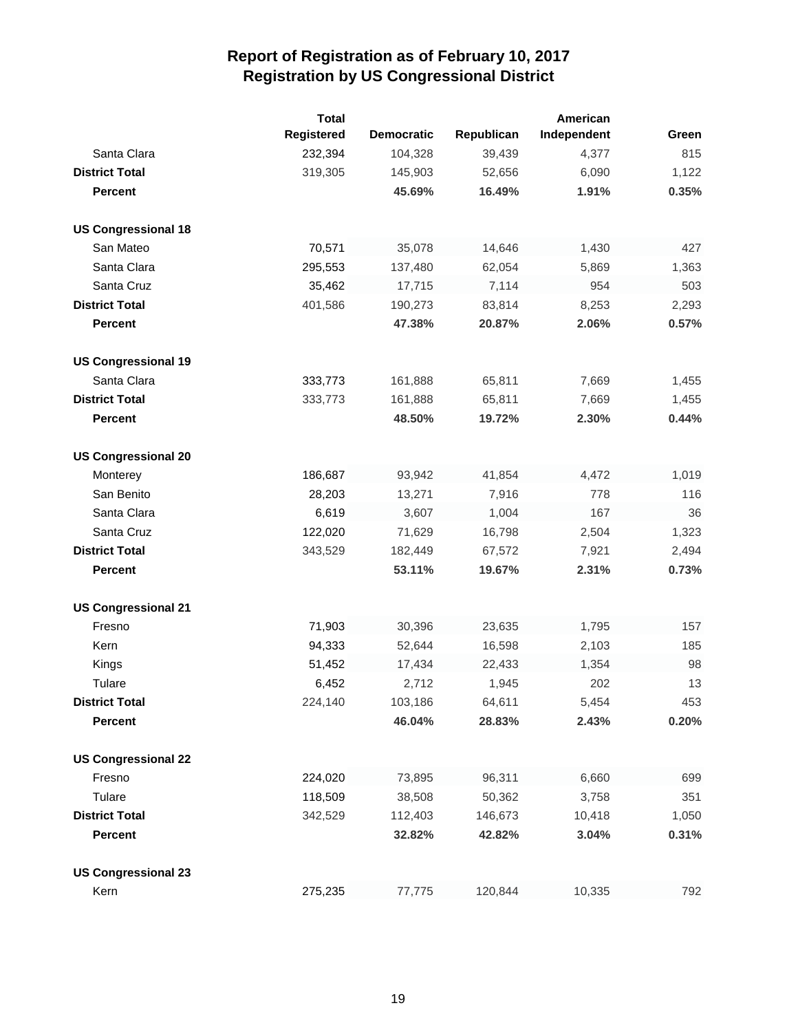# Report of Registration as of February 10, 2017
## Registration by US Congressional District

| | Total Registered | Democratic | Republican | American Independent | Green |
|---|---|---|---|---|---|
| Santa Clara | 232,394 | 104,328 | 39,439 | 4,377 | 815 |
| **District Total** | 319,305 | 145,903 | 52,656 | 6,090 | 1,122 |
| **Percent** | | **45.69%** | **16.49%** | **1.91%** | **0.35%** |
| **US Congressional 18** | | | | | |
| San Mateo | 70,571 | 35,078 | 14,646 | 1,430 | 427 |
| Santa Clara | 295,553 | 137,480 | 62,054 | 5,869 | 1,363 |
| Santa Cruz | 35,462 | 17,715 | 7,114 | 954 | 503 |
| **District Total** | 401,586 | 190,273 | 83,814 | 8,253 | 2,293 |
| **Percent** | | **47.38%** | **20.87%** | **2.06%** | **0.57%** |
| **US Congressional 19** | | | | | |
| Santa Clara | 333,773 | 161,888 | 65,811 | 7,669 | 1,455 |
| **District Total** | 333,773 | 161,888 | 65,811 | 7,669 | 1,455 |
| **Percent** | | **48.50%** | **19.72%** | **2.30%** | **0.44%** |
| **US Congressional 20** | | | | | |
| Monterey | 186,687 | 93,942 | 41,854 | 4,472 | 1,019 |
| San Benito | 28,203 | 13,271 | 7,916 | 778 | 116 |
| Santa Clara | 6,619 | 3,607 | 1,004 | 167 | 36 |
| Santa Cruz | 122,020 | 71,629 | 16,798 | 2,504 | 1,323 |
| **District Total** | 343,529 | 182,449 | 67,572 | 7,921 | 2,494 |
| **Percent** | | **53.11%** | **19.67%** | **2.31%** | **0.73%** |
| **US Congressional 21** | | | | | |
| Fresno | 71,903 | 30,396 | 23,635 | 1,795 | 157 |
| Kern | 94,333 | 52,644 | 16,598 | 2,103 | 185 |
| Kings | 51,452 | 17,434 | 22,433 | 1,354 | 98 |
| Tulare | 6,452 | 2,712 | 1,945 | 202 | 13 |
| **District Total** | 224,140 | 103,186 | 64,611 | 5,454 | 453 |
| **Percent** | | **46.04%** | **28.83%** | **2.43%** | **0.20%** |
| **US Congressional 22** | | | | | |
| Fresno | 224,020 | 73,895 | 96,311 | 6,660 | 699 |
| Tulare | 118,509 | 38,508 | 50,362 | 3,758 | 351 |
| **District Total** | 342,529 | 112,403 | 146,673 | 10,418 | 1,050 |
| **Percent** | | **32.82%** | **42.82%** | **3.04%** | **0.31%** |
| **US Congressional 23** | | | | | |
| Kern | 275,235 | 77,775 | 120,844 | 10,335 | 792 |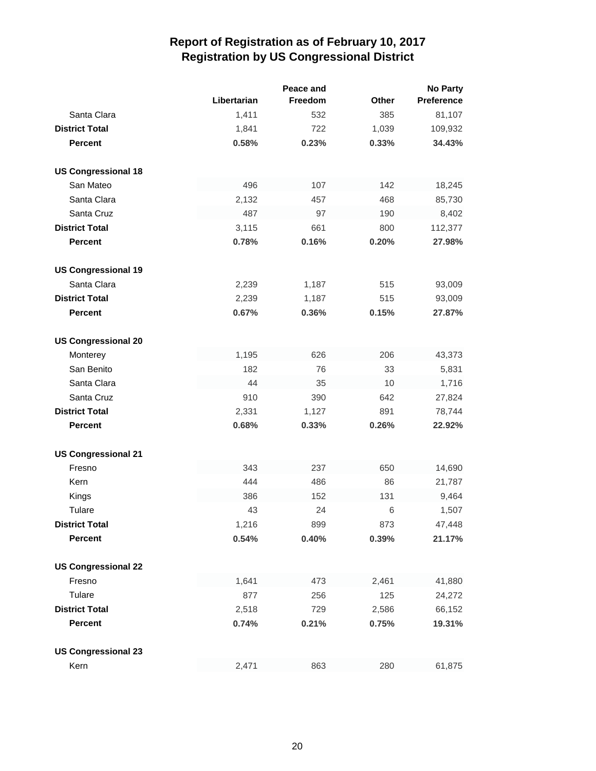# Report of Registration as of February 10, 2017
## Registration by US Congressional District

| | Libertarian | Peace and Freedom | Other | No Party Preference |
|---|---|---|---|---|
| Santa Clara | 1,411 | 532 | 385 | 81,107 |
| **District Total** | 1,841 | 722 | 1,039 | 109,932 |
| **Percent** | **0.58%** | **0.23%** | **0.33%** | **34.43%** |
| | | | | |
| **US Congressional 18** | | | | |
| San Mateo | 496 | 107 | 142 | 18,245 |
| Santa Clara | 2,132 | 457 | 468 | 85,730 |
| Santa Cruz | 487 | 97 | 190 | 8,402 |
| **District Total** | 3,115 | 661 | 800 | 112,377 |
| **Percent** | **0.78%** | **0.16%** | **0.20%** | **27.98%** |
| | | | | |
| **US Congressional 19** | | | | |
| Santa Clara | 2,239 | 1,187 | 515 | 93,009 |
| **District Total** | 2,239 | 1,187 | 515 | 93,009 |
| **Percent** | **0.67%** | **0.36%** | **0.15%** | **27.87%** |
| | | | | |
| **US Congressional 20** | | | | |
| Monterey | 1,195 | 626 | 206 | 43,373 |
| San Benito | 182 | 76 | 33 | 5,831 |
| Santa Clara | 44 | 35 | 10 | 1,716 |
| Santa Cruz | 910 | 390 | 642 | 27,824 |
| **District Total** | 2,331 | 1,127 | 891 | 78,744 |
| **Percent** | **0.68%** | **0.33%** | **0.26%** | **22.92%** |
| | | | | |
| **US Congressional 21** | | | | |
| Fresno | 343 | 237 | 650 | 14,690 |
| Kern | 444 | 486 | 86 | 21,787 |
| Kings | 386 | 152 | 131 | 9,464 |
| Tulare | 43 | 24 | 6 | 1,507 |
| **District Total** | 1,216 | 899 | 873 | 47,448 |
| **Percent** | **0.54%** | **0.40%** | **0.39%** | **21.17%** |
| | | | | |
| **US Congressional 22** | | | | |
| Fresno | 1,641 | 473 | 2,461 | 41,880 |
| Tulare | 877 | 256 | 125 | 24,272 |
| **District Total** | 2,518 | 729 | 2,586 | 66,152 |
| **Percent** | **0.74%** | **0.21%** | **0.75%** | **19.31%** |
| | | | | |
| **US Congressional 23** | | | | |
| Kern | 2,471 | 863 | 280 | 61,875 |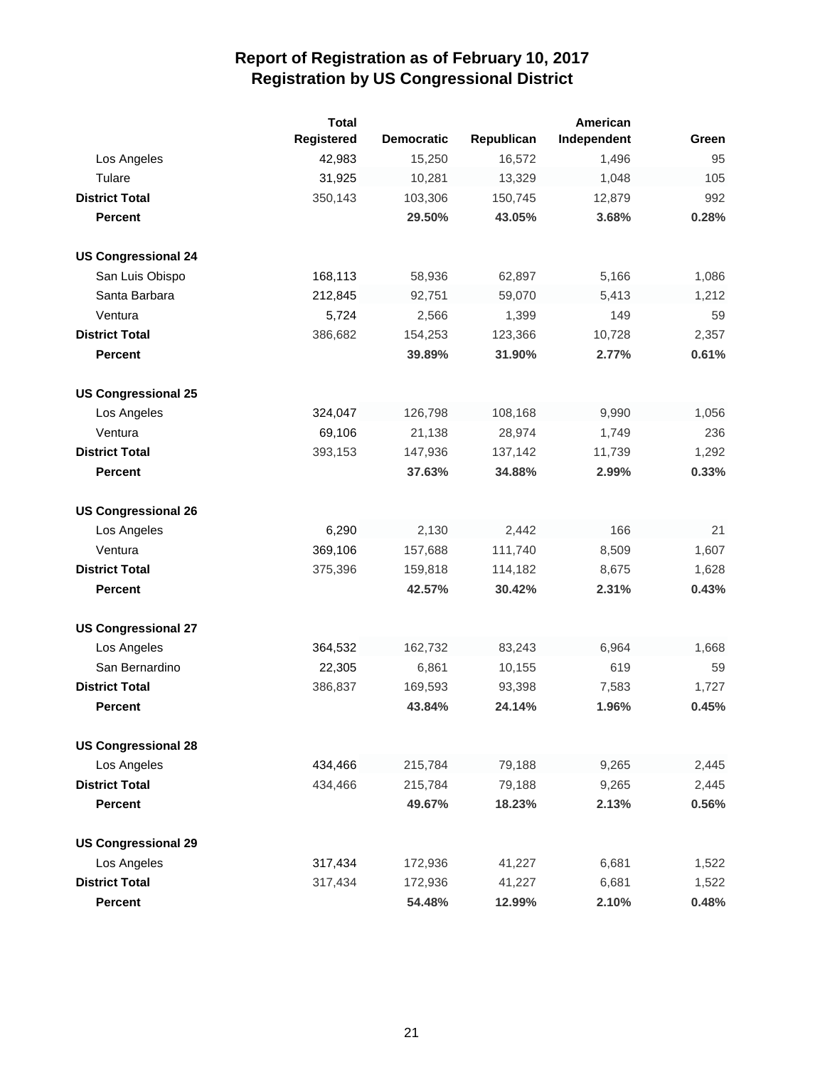# Report of Registration as of February 10, 2017
## Registration by US Congressional District

| | Total Registered | Democratic | Republican | American Independent | Green |
|---|---|---|---|---|---|
| Los Angeles | 42,983 | 15,250 | 16,572 | 1,496 | 95 |
| Tulare | 31,925 | 10,281 | 13,329 | 1,048 | 105 |
| **District Total** | 350,143 | 103,306 | 150,745 | 12,879 | 992 |
| **Percent** | | **29.50%** | **43.05%** | **3.68%** | **0.28%** |
| **US Congressional 24** | | | | | |
| San Luis Obispo | 168,113 | 58,936 | 62,897 | 5,166 | 1,086 |
| Santa Barbara | 212,845 | 92,751 | 59,070 | 5,413 | 1,212 |
| Ventura | 5,724 | 2,566 | 1,399 | 149 | 59 |
| **District Total** | 386,682 | 154,253 | 123,366 | 10,728 | 2,357 |
| **Percent** | | **39.89%** | **31.90%** | **2.77%** | **0.61%** |
| **US Congressional 25** | | | | | |
| Los Angeles | 324,047 | 126,798 | 108,168 | 9,990 | 1,056 |
| Ventura | 69,106 | 21,138 | 28,974 | 1,749 | 236 |
| **District Total** | 393,153 | 147,936 | 137,142 | 11,739 | 1,292 |
| **Percent** | | **37.63%** | **34.88%** | **2.99%** | **0.33%** |
| **US Congressional 26** | | | | | |
| Los Angeles | 6,290 | 2,130 | 2,442 | 166 | 21 |
| Ventura | 369,106 | 157,688 | 111,740 | 8,509 | 1,607 |
| **District Total** | 375,396 | 159,818 | 114,182 | 8,675 | 1,628 |
| **Percent** | | **42.57%** | **30.42%** | **2.31%** | **0.43%** |
| **US Congressional 27** | | | | | |
| Los Angeles | 364,532 | 162,732 | 83,243 | 6,964 | 1,668 |
| San Bernardino | 22,305 | 6,861 | 10,155 | 619 | 59 |
| **District Total** | 386,837 | 169,593 | 93,398 | 7,583 | 1,727 |
| **Percent** | | **43.84%** | **24.14%** | **1.96%** | **0.45%** |
| **US Congressional 28** | | | | | |
| Los Angeles | 434,466 | 215,784 | 79,188 | 9,265 | 2,445 |
| **District Total** | 434,466 | 215,784 | 79,188 | 9,265 | 2,445 |
| **Percent** | | **49.67%** | **18.23%** | **2.13%** | **0.56%** |
| **US Congressional 29** | | | | | |
| Los Angeles | 317,434 | 172,936 | 41,227 | 6,681 | 1,522 |
| **District Total** | 317,434 | 172,936 | 41,227 | 6,681 | 1,522 |
| **Percent** | | **54.48%** | **12.99%** | **2.10%** | **0.48%** |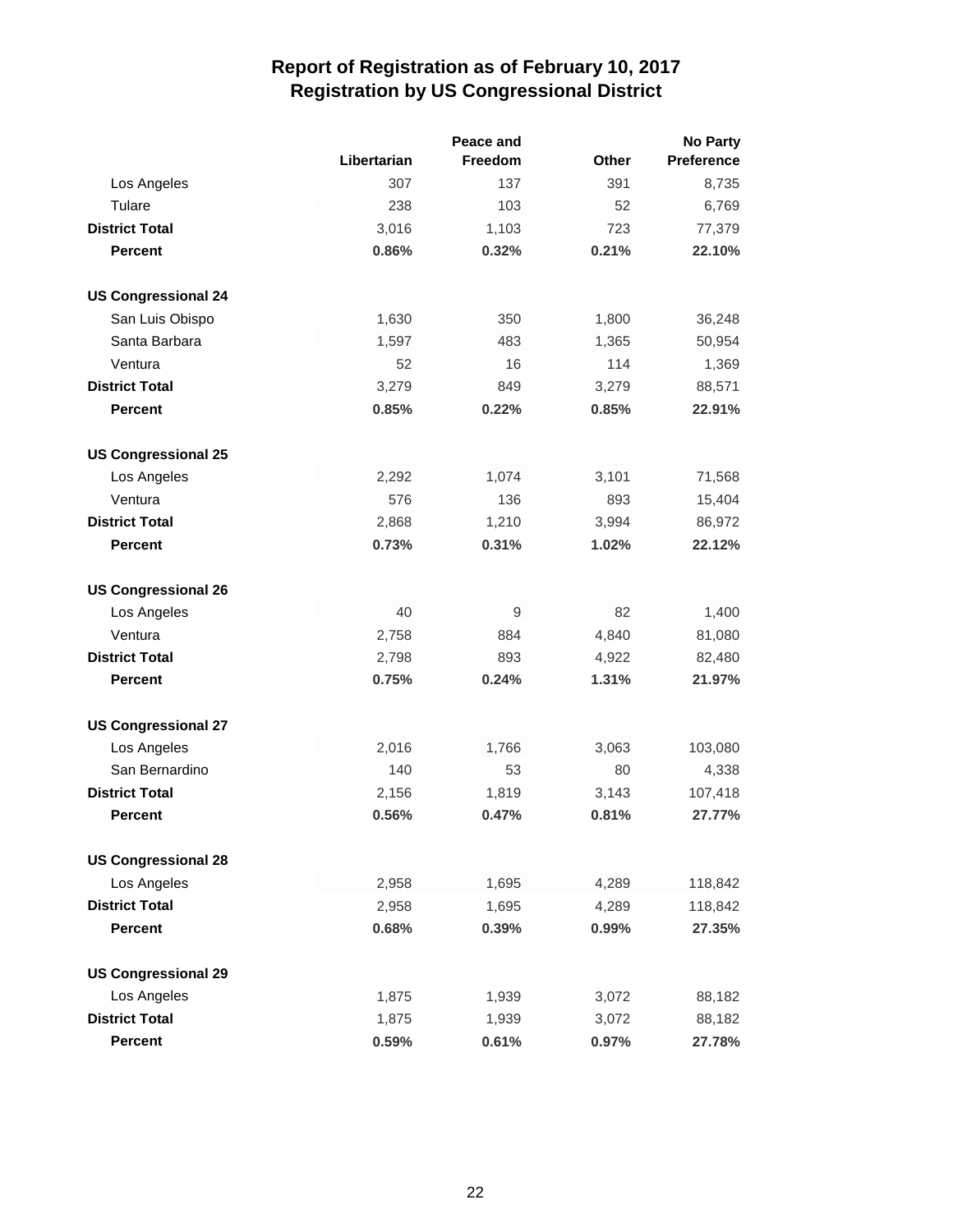# Report of Registration as of February 10, 2017
## Registration by US Congressional District

| | Libertarian | Peace and Freedom | Other | No Party Preference |
|---|---|---|---|---|
| Los Angeles | 307 | 137 | 391 | 8,735 |
| Tulare | 238 | 103 | 52 | 6,769 |
| **District Total** | 3,016 | 1,103 | 723 | 77,379 |
| **Percent** | **0.86%** | **0.32%** | **0.21%** | **22.10%** |
| | | | | |
| **US Congressional 24** | | | | |
| San Luis Obispo | 1,630 | 350 | 1,800 | 36,248 |
| Santa Barbara | 1,597 | 483 | 1,365 | 50,954 |
| Ventura | 52 | 16 | 114 | 1,369 |
| **District Total** | 3,279 | 849 | 3,279 | 88,571 |
| **Percent** | **0.85%** | **0.22%** | **0.85%** | **22.91%** |
| | | | | |
| **US Congressional 25** | | | | |
| Los Angeles | 2,292 | 1,074 | 3,101 | 71,568 |
| Ventura | 576 | 136 | 893 | 15,404 |
| **District Total** | 2,868 | 1,210 | 3,994 | 86,972 |
| **Percent** | **0.73%** | **0.31%** | **1.02%** | **22.12%** |
| | | | | |
| **US Congressional 26** | | | | |
| Los Angeles | 40 | 9 | 82 | 1,400 |
| Ventura | 2,758 | 884 | 4,840 | 81,080 |
| **District Total** | 2,798 | 893 | 4,922 | 82,480 |
| **Percent** | **0.75%** | **0.24%** | **1.31%** | **21.97%** |
| | | | | |
| **US Congressional 27** | | | | |
| Los Angeles | 2,016 | 1,766 | 3,063 | 103,080 |
| San Bernardino | 140 | 53 | 80 | 4,338 |
| **District Total** | 2,156 | 1,819 | 3,143 | 107,418 |
| **Percent** | **0.56%** | **0.47%** | **0.81%** | **27.77%** |
| | | | | |
| **US Congressional 28** | | | | |
| Los Angeles | 2,958 | 1,695 | 4,289 | 118,842 |
| **District Total** | 2,958 | 1,695 | 4,289 | 118,842 |
| **Percent** | **0.68%** | **0.39%** | **0.99%** | **27.35%** |
| | | | | |
| **US Congressional 29** | | | | |
| Los Angeles | 1,875 | 1,939 | 3,072 | 88,182 |
| **District Total** | 1,875 | 1,939 | 3,072 | 88,182 |
| **Percent** | **0.59%** | **0.61%** | **0.97%** | **27.78%** |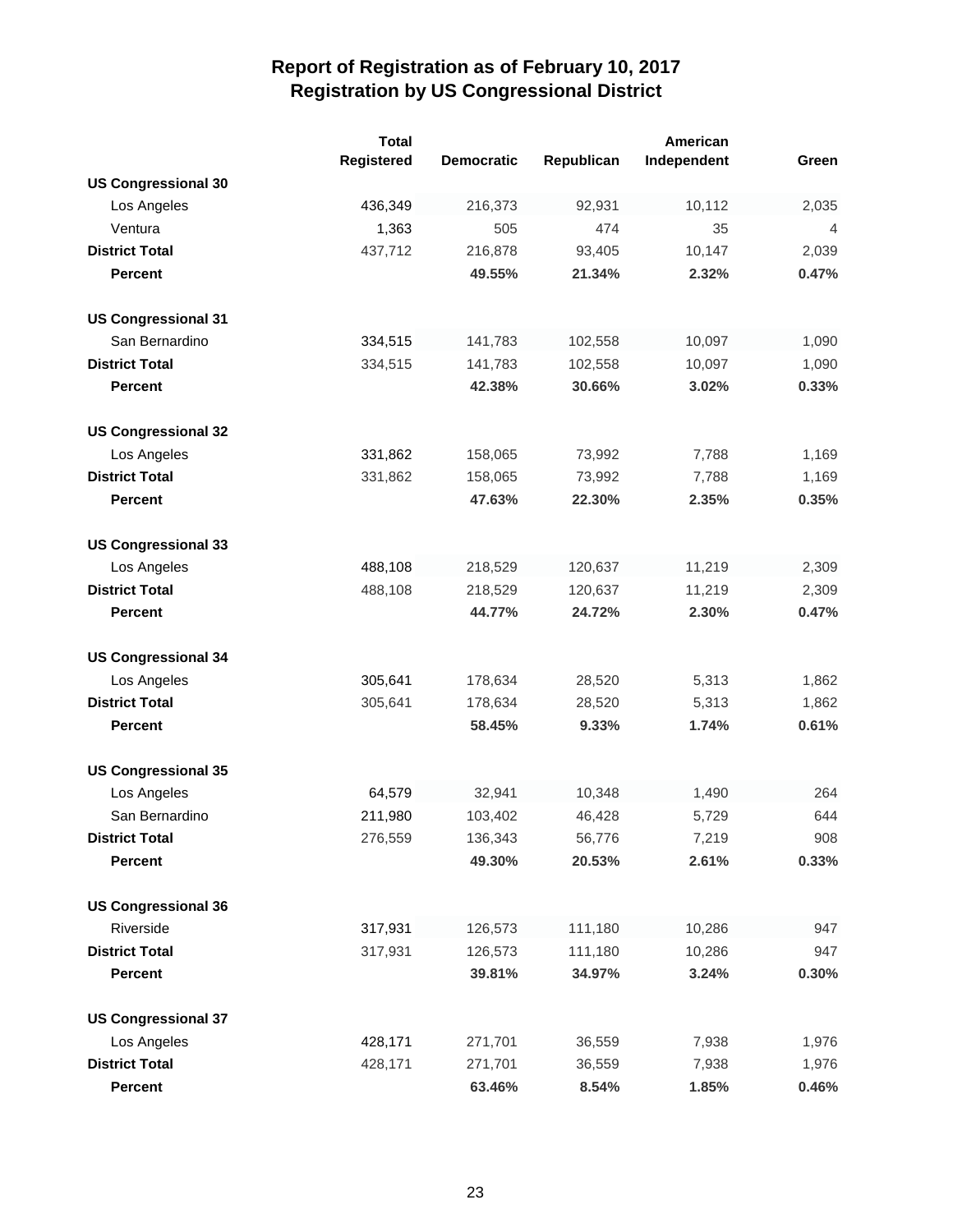# Report of Registration as of February 10, 2017
## Registration by US Congressional District

| | Total Registered | Democratic | Republican | American Independent | Green |
|---|---|---|---|---|---|
| **US Congressional 30** | | | | | |
| Los Angeles | 436,349 | 216,373 | 92,931 | 10,112 | 2,035 |
| Ventura | 1,363 | 505 | 474 | 35 | 4 |
| **District Total** | 437,712 | 216,878 | 93,405 | 10,147 | 2,039 |
| **Percent** | | **49.55%** | **21.34%** | **2.32%** | **0.47%** |
| **US Congressional 31** | | | | | |
| San Bernardino | 334,515 | 141,783 | 102,558 | 10,097 | 1,090 |
| **District Total** | 334,515 | 141,783 | 102,558 | 10,097 | 1,090 |
| **Percent** | | **42.38%** | **30.66%** | **3.02%** | **0.33%** |
| **US Congressional 32** | | | | | |
| Los Angeles | 331,862 | 158,065 | 73,992 | 7,788 | 1,169 |
| **District Total** | 331,862 | 158,065 | 73,992 | 7,788 | 1,169 |
| **Percent** | | **47.63%** | **22.30%** | **2.35%** | **0.35%** |
| **US Congressional 33** | | | | | |
| Los Angeles | 488,108 | 218,529 | 120,637 | 11,219 | 2,309 |
| **District Total** | 488,108 | 218,529 | 120,637 | 11,219 | 2,309 |
| **Percent** | | **44.77%** | **24.72%** | **2.30%** | **0.47%** |
| **US Congressional 34** | | | | | |
| Los Angeles | 305,641 | 178,634 | 28,520 | 5,313 | 1,862 |
| **District Total** | 305,641 | 178,634 | 28,520 | 5,313 | 1,862 |
| **Percent** | | **58.45%** | **9.33%** | **1.74%** | **0.61%** |
| **US Congressional 35** | | | | | |
| Los Angeles | 64,579 | 32,941 | 10,348 | 1,490 | 264 |
| San Bernardino | 211,980 | 103,402 | 46,428 | 5,729 | 644 |
| **District Total** | 276,559 | 136,343 | 56,776 | 7,219 | 908 |
| **Percent** | | **49.30%** | **20.53%** | **2.61%** | **0.33%** |
| **US Congressional 36** | | | | | |
| Riverside | 317,931 | 126,573 | 111,180 | 10,286 | 947 |
| **District Total** | 317,931 | 126,573 | 111,180 | 10,286 | 947 |
| **Percent** | | **39.81%** | **34.97%** | **3.24%** | **0.30%** |
| **US Congressional 37** | | | | | |
| Los Angeles | 428,171 | 271,701 | 36,559 | 7,938 | 1,976 |
| **District Total** | 428,171 | 271,701 | 36,559 | 7,938 | 1,976 |
| **Percent** | | **63.46%** | **8.54%** | **1.85%** | **0.46%** |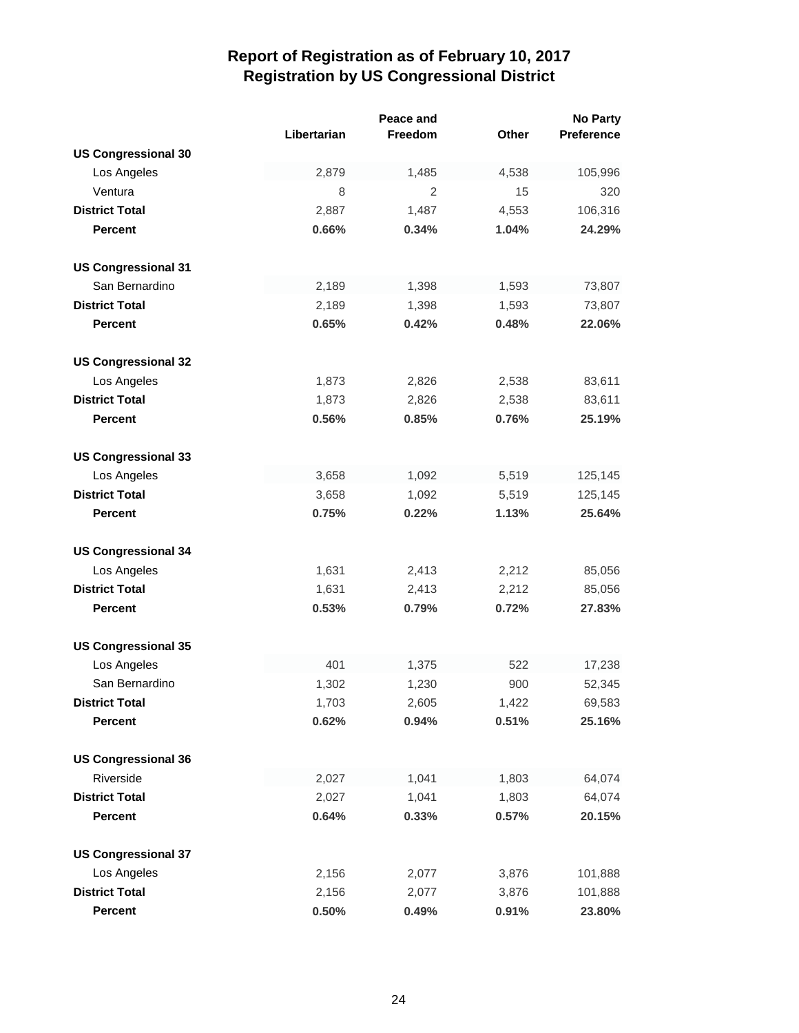# Report of Registration as of February 10, 2017
## Registration by US Congressional District

| | Libertarian | Peace and Freedom | Other | No Party Preference |
|---|---|---|---|---|
| **US Congressional 30** | | | | |
| Los Angeles | 2,879 | 1,485 | 4,538 | 105,996 |
| Ventura | 8 | 2 | 15 | 320 |
| **District Total** | 2,887 | 1,487 | 4,553 | 106,316 |
| **Percent** | **0.66%** | **0.34%** | **1.04%** | **24.29%** |
| **US Congressional 31** | | | | |
| San Bernardino | 2,189 | 1,398 | 1,593 | 73,807 |
| **District Total** | 2,189 | 1,398 | 1,593 | 73,807 |
| **Percent** | **0.65%** | **0.42%** | **0.48%** | **22.06%** |
| **US Congressional 32** | | | | |
| Los Angeles | 1,873 | 2,826 | 2,538 | 83,611 |
| **District Total** | 1,873 | 2,826 | 2,538 | 83,611 |
| **Percent** | **0.56%** | **0.85%** | **0.76%** | **25.19%** |
| **US Congressional 33** | | | | |
| Los Angeles | 3,658 | 1,092 | 5,519 | 125,145 |
| **District Total** | 3,658 | 1,092 | 5,519 | 125,145 |
| **Percent** | **0.75%** | **0.22%** | **1.13%** | **25.64%** |
| **US Congressional 34** | | | | |
| Los Angeles | 1,631 | 2,413 | 2,212 | 85,056 |
| **District Total** | 1,631 | 2,413 | 2,212 | 85,056 |
| **Percent** | **0.53%** | **0.79%** | **0.72%** | **27.83%** |
| **US Congressional 35** | | | | |
| Los Angeles | 401 | 1,375 | 522 | 17,238 |
| San Bernardino | 1,302 | 1,230 | 900 | 52,345 |
| **District Total** | 1,703 | 2,605 | 1,422 | 69,583 |
| **Percent** | **0.62%** | **0.94%** | **0.51%** | **25.16%** |
| **US Congressional 36** | | | | |
| Riverside | 2,027 | 1,041 | 1,803 | 64,074 |
| **District Total** | 2,027 | 1,041 | 1,803 | 64,074 |
| **Percent** | **0.64%** | **0.33%** | **0.57%** | **20.15%** |
| **US Congressional 37** | | | | |
| Los Angeles | 2,156 | 2,077 | 3,876 | 101,888 |
| **District Total** | 2,156 | 2,077 | 3,876 | 101,888 |
| **Percent** | **0.50%** | **0.49%** | **0.91%** | **23.80%** |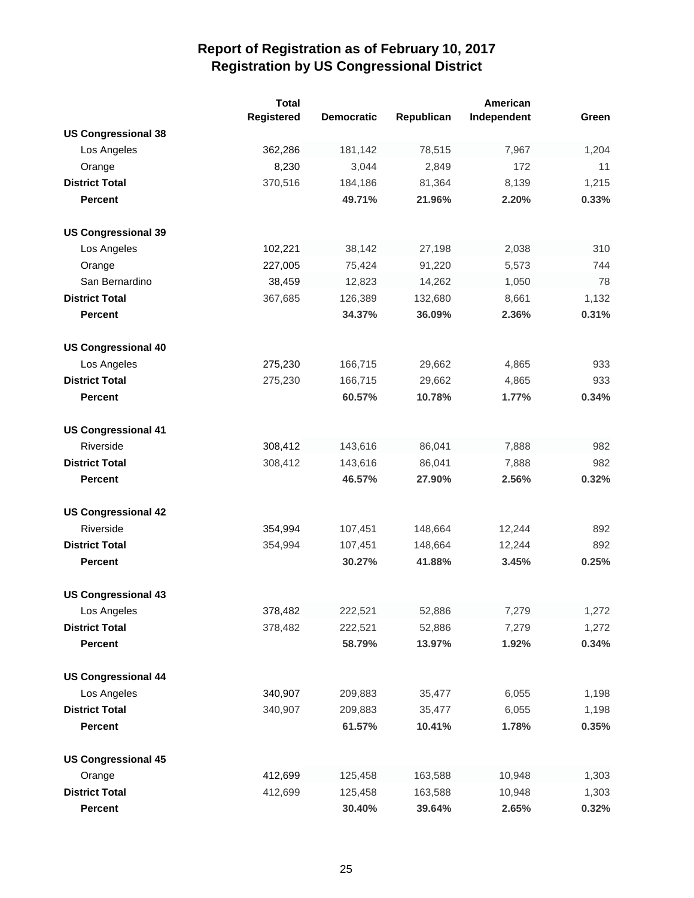# Report of Registration as of February 10, 2017
## Registration by US Congressional District

| | Total Registered | Democratic | Republican | American Independent | Green |
|---|---|---|---|---|---|
| **US Congressional 38** | | | | | |
| Los Angeles | 362,286 | 181,142 | 78,515 | 7,967 | 1,204 |
| Orange | 8,230 | 3,044 | 2,849 | 172 | 11 |
| **District Total** | 370,516 | 184,186 | 81,364 | 8,139 | 1,215 |
| **Percent** | | **49.71%** | **21.96%** | **2.20%** | **0.33%** |
| **US Congressional 39** | | | | | |
| Los Angeles | 102,221 | 38,142 | 27,198 | 2,038 | 310 |
| Orange | 227,005 | 75,424 | 91,220 | 5,573 | 744 |
| San Bernardino | 38,459 | 12,823 | 14,262 | 1,050 | 78 |
| **District Total** | 367,685 | 126,389 | 132,680 | 8,661 | 1,132 |
| **Percent** | | **34.37%** | **36.09%** | **2.36%** | **0.31%** |
| **US Congressional 40** | | | | | |
| Los Angeles | 275,230 | 166,715 | 29,662 | 4,865 | 933 |
| **District Total** | 275,230 | 166,715 | 29,662 | 4,865 | 933 |
| **Percent** | | **60.57%** | **10.78%** | **1.77%** | **0.34%** |
| **US Congressional 41** | | | | | |
| Riverside | 308,412 | 143,616 | 86,041 | 7,888 | 982 |
| **District Total** | 308,412 | 143,616 | 86,041 | 7,888 | 982 |
| **Percent** | | **46.57%** | **27.90%** | **2.56%** | **0.32%** |
| **US Congressional 42** | | | | | |
| Riverside | 354,994 | 107,451 | 148,664 | 12,244 | 892 |
| **District Total** | 354,994 | 107,451 | 148,664 | 12,244 | 892 |
| **Percent** | | **30.27%** | **41.88%** | **3.45%** | **0.25%** |
| **US Congressional 43** | | | | | |
| Los Angeles | 378,482 | 222,521 | 52,886 | 7,279 | 1,272 |
| **District Total** | 378,482 | 222,521 | 52,886 | 7,279 | 1,272 |
| **Percent** | | **58.79%** | **13.97%** | **1.92%** | **0.34%** |
| **US Congressional 44** | | | | | |
| Los Angeles | 340,907 | 209,883 | 35,477 | 6,055 | 1,198 |
| **District Total** | 340,907 | 209,883 | 35,477 | 6,055 | 1,198 |
| **Percent** | | **61.57%** | **10.41%** | **1.78%** | **0.35%** |
| **US Congressional 45** | | | | | |
| Orange | 412,699 | 125,458 | 163,588 | 10,948 | 1,303 |
| **District Total** | 412,699 | 125,458 | 163,588 | 10,948 | 1,303 |
| **Percent** | | **30.40%** | **39.64%** | **2.65%** | **0.32%** |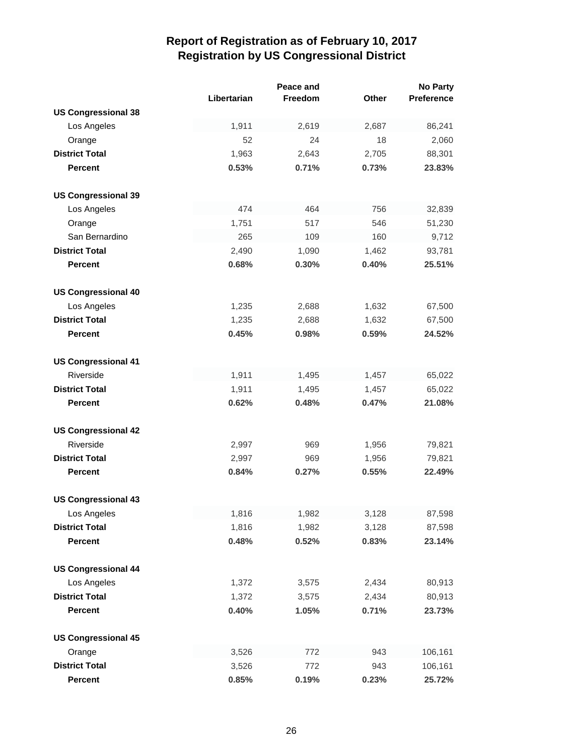# Report of Registration as of February 10, 2017
## Registration by US Congressional District

| | Libertarian | Peace and Freedom | Other | No Party Preference |
|---|---|---|---|---|
| **US Congressional 38** | | | | |
| Los Angeles | 1,911 | 2,619 | 2,687 | 86,241 |
| Orange | 52 | 24 | 18 | 2,060 |
| **District Total** | 1,963 | 2,643 | 2,705 | 88,301 |
| **Percent** | **0.53%** | **0.71%** | **0.73%** | **23.83%** |
| **US Congressional 39** | | | | |
| Los Angeles | 474 | 464 | 756 | 32,839 |
| Orange | 1,751 | 517 | 546 | 51,230 |
| San Bernardino | 265 | 109 | 160 | 9,712 |
| **District Total** | 2,490 | 1,090 | 1,462 | 93,781 |
| **Percent** | **0.68%** | **0.30%** | **0.40%** | **25.51%** |
| **US Congressional 40** | | | | |
| Los Angeles | 1,235 | 2,688 | 1,632 | 67,500 |
| **District Total** | 1,235 | 2,688 | 1,632 | 67,500 |
| **Percent** | **0.45%** | **0.98%** | **0.59%** | **24.52%** |
| **US Congressional 41** | | | | |
| Riverside | 1,911 | 1,495 | 1,457 | 65,022 |
| **District Total** | 1,911 | 1,495 | 1,457 | 65,022 |
| **Percent** | **0.62%** | **0.48%** | **0.47%** | **21.08%** |
| **US Congressional 42** | | | | |
| Riverside | 2,997 | 969 | 1,956 | 79,821 |
| **District Total** | 2,997 | 969 | 1,956 | 79,821 |
| **Percent** | **0.84%** | **0.27%** | **0.55%** | **22.49%** |
| **US Congressional 43** | | | | |
| Los Angeles | 1,816 | 1,982 | 3,128 | 87,598 |
| **District Total** | 1,816 | 1,982 | 3,128 | 87,598 |
| **Percent** | **0.48%** | **0.52%** | **0.83%** | **23.14%** |
| **US Congressional 44** | | | | |
| Los Angeles | 1,372 | 3,575 | 2,434 | 80,913 |
| **District Total** | 1,372 | 3,575 | 2,434 | 80,913 |
| **Percent** | **0.40%** | **1.05%** | **0.71%** | **23.73%** |
| **US Congressional 45** | | | | |
| Orange | 3,526 | 772 | 943 | 106,161 |
| **District Total** | 3,526 | 772 | 943 | 106,161 |
| **Percent** | **0.85%** | **0.19%** | **0.23%** | **25.72%** |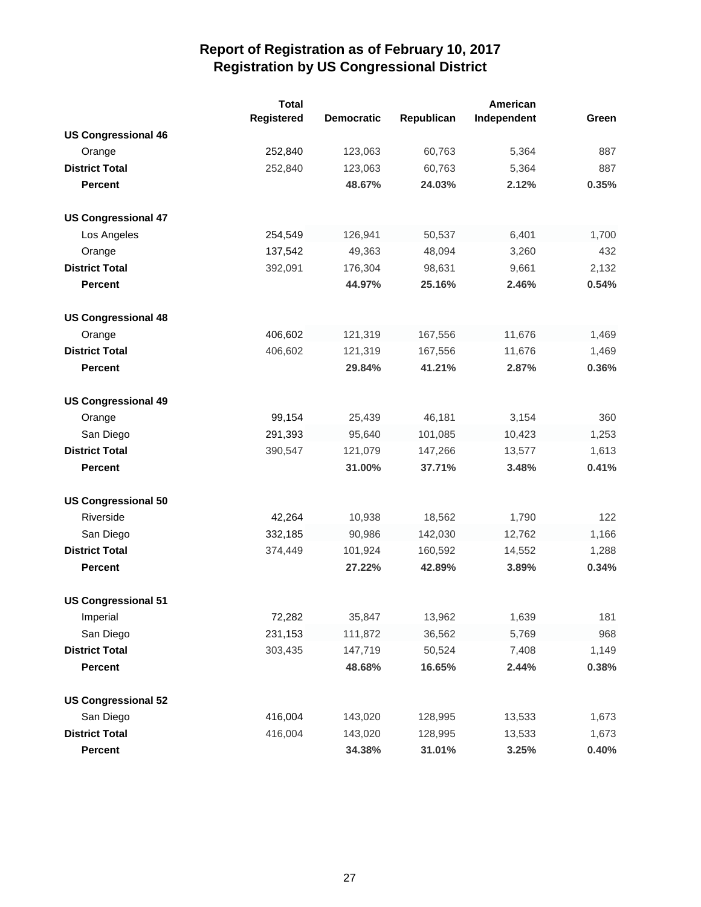# Report of Registration as of February 10, 2017
## Registration by US Congressional District

| | Total Registered | Democratic | Republican | American Independent | Green |
|---|---|---|---|---|---|
| **US Congressional 46** | | | | | |
| Orange | 252,840 | 123,063 | 60,763 | 5,364 | 887 |
| **District Total** | 252,840 | 123,063 | 60,763 | 5,364 | 887 |
| **Percent** | | **48.67%** | **24.03%** | **2.12%** | **0.35%** |
| **US Congressional 47** | | | | | |
| Los Angeles | 254,549 | 126,941 | 50,537 | 6,401 | 1,700 |
| Orange | 137,542 | 49,363 | 48,094 | 3,260 | 432 |
| **District Total** | 392,091 | 176,304 | 98,631 | 9,661 | 2,132 |
| **Percent** | | **44.97%** | **25.16%** | **2.46%** | **0.54%** |
| **US Congressional 48** | | | | | |
| Orange | 406,602 | 121,319 | 167,556 | 11,676 | 1,469 |
| **District Total** | 406,602 | 121,319 | 167,556 | 11,676 | 1,469 |
| **Percent** | | **29.84%** | **41.21%** | **2.87%** | **0.36%** |
| **US Congressional 49** | | | | | |
| Orange | 99,154 | 25,439 | 46,181 | 3,154 | 360 |
| San Diego | 291,393 | 95,640 | 101,085 | 10,423 | 1,253 |
| **District Total** | 390,547 | 121,079 | 147,266 | 13,577 | 1,613 |
| **Percent** | | **31.00%** | **37.71%** | **3.48%** | **0.41%** |
| **US Congressional 50** | | | | | |
| Riverside | 42,264 | 10,938 | 18,562 | 1,790 | 122 |
| San Diego | 332,185 | 90,986 | 142,030 | 12,762 | 1,166 |
| **District Total** | 374,449 | 101,924 | 160,592 | 14,552 | 1,288 |
| **Percent** | | **27.22%** | **42.89%** | **3.89%** | **0.34%** |
| **US Congressional 51** | | | | | |
| Imperial | 72,282 | 35,847 | 13,962 | 1,639 | 181 |
| San Diego | 231,153 | 111,872 | 36,562 | 5,769 | 968 |
| **District Total** | 303,435 | 147,719 | 50,524 | 7,408 | 1,149 |
| **Percent** | | **48.68%** | **16.65%** | **2.44%** | **0.38%** |
| **US Congressional 52** | | | | | |
| San Diego | 416,004 | 143,020 | 128,995 | 13,533 | 1,673 |
| **District Total** | 416,004 | 143,020 | 128,995 | 13,533 | 1,673 |
| **Percent** | | **34.38%** | **31.01%** | **3.25%** | **0.40%** |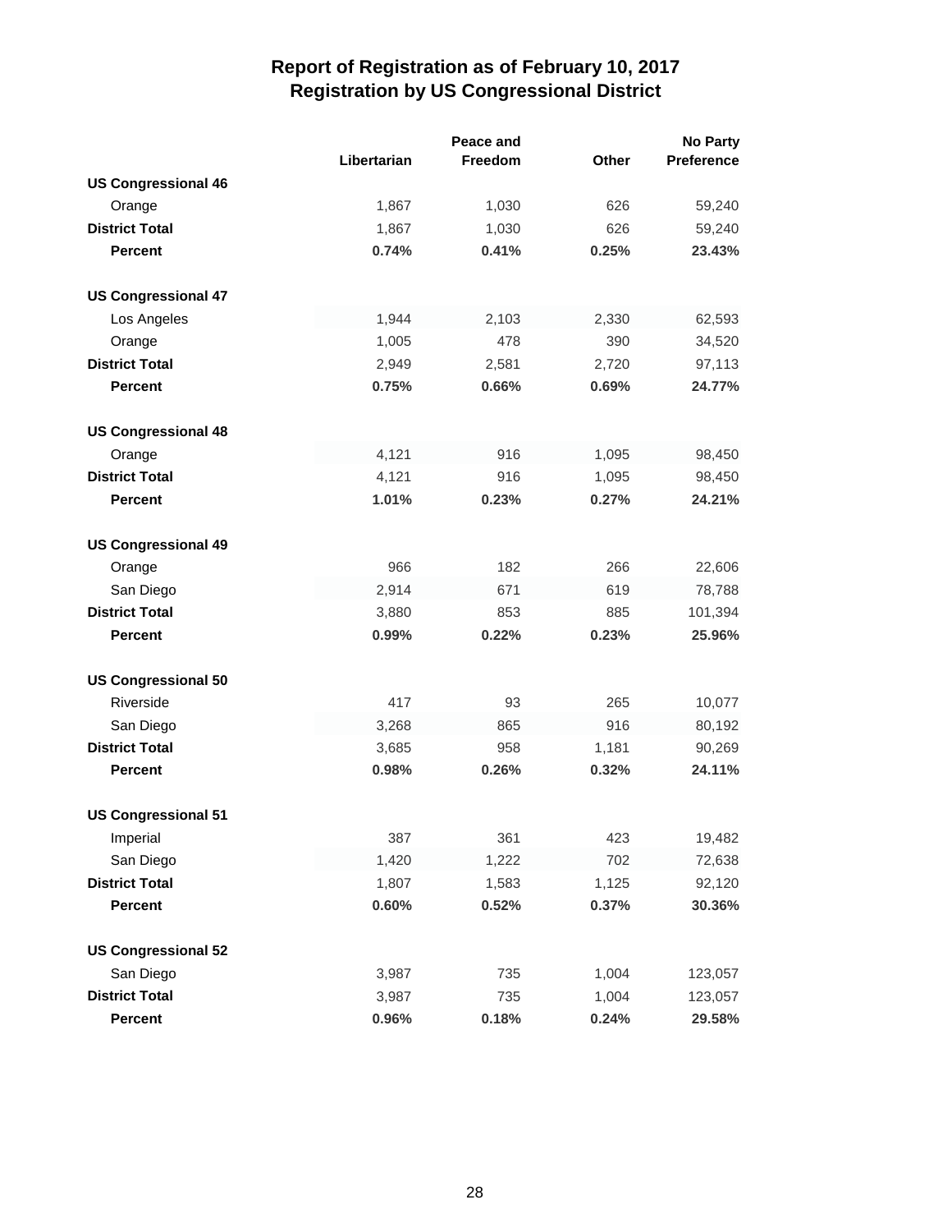# Report of Registration as of February 10, 2017
## Registration by US Congressional District

| | Libertarian | Peace and Freedom | Other | No Party Preference |
|---|---|---|---|---|
| **US Congressional 46** | | | | |
| Orange | 1,867 | 1,030 | 626 | 59,240 |
| **District Total** | 1,867 | 1,030 | 626 | 59,240 |
| **Percent** | **0.74%** | **0.41%** | **0.25%** | **23.43%** |
| **US Congressional 47** | | | | |
| Los Angeles | 1,944 | 2,103 | 2,330 | 62,593 |
| Orange | 1,005 | 478 | 390 | 34,520 |
| **District Total** | 2,949 | 2,581 | 2,720 | 97,113 |
| **Percent** | **0.75%** | **0.66%** | **0.69%** | **24.77%** |
| **US Congressional 48** | | | | |
| Orange | 4,121 | 916 | 1,095 | 98,450 |
| **District Total** | 4,121 | 916 | 1,095 | 98,450 |
| **Percent** | **1.01%** | **0.23%** | **0.27%** | **24.21%** |
| **US Congressional 49** | | | | |
| Orange | 966 | 182 | 266 | 22,606 |
| San Diego | 2,914 | 671 | 619 | 78,788 |
| **District Total** | 3,880 | 853 | 885 | 101,394 |
| **Percent** | **0.99%** | **0.22%** | **0.23%** | **25.96%** |
| **US Congressional 50** | | | | |
| Riverside | 417 | 93 | 265 | 10,077 |
| San Diego | 3,268 | 865 | 916 | 80,192 |
| **District Total** | 3,685 | 958 | 1,181 | 90,269 |
| **Percent** | **0.98%** | **0.26%** | **0.32%** | **24.11%** |
| **US Congressional 51** | | | | |
| Imperial | 387 | 361 | 423 | 19,482 |
| San Diego | 1,420 | 1,222 | 702 | 72,638 |
| **District Total** | 1,807 | 1,583 | 1,125 | 92,120 |
| **Percent** | **0.60%** | **0.52%** | **0.37%** | **30.36%** |
| **US Congressional 52** | | | | |
| San Diego | 3,987 | 735 | 1,004 | 123,057 |
| **District Total** | 3,987 | 735 | 1,004 | 123,057 |
| **Percent** | **0.96%** | **0.18%** | **0.24%** | **29.58%** |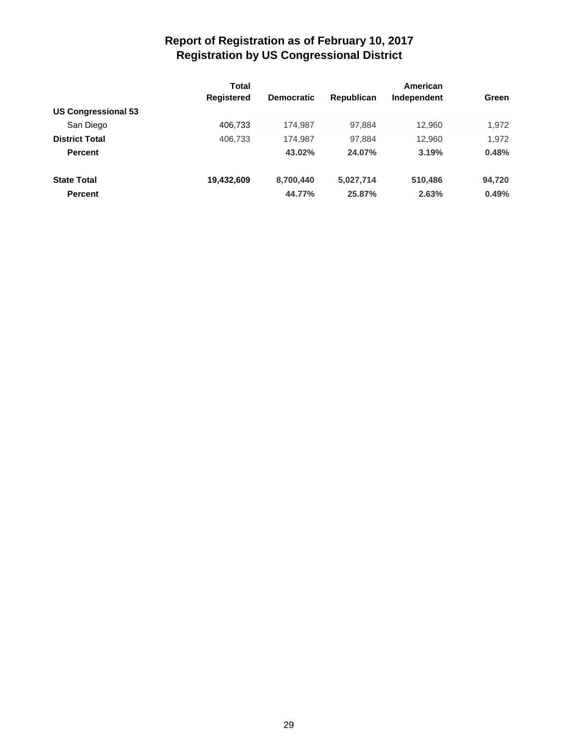# Report of Registration as of February 10, 2017
## Registration by US Congressional District

| | Total Registered | Democratic | Republican | American Independent | Green |
|---|---|---|---|---|---|
| **US Congressional 53** | | | | | |
| San Diego | 406,733 | 174,987 | 97,884 | 12,960 | 1,972 |
| **District Total** | 406,733 | 174,987 | 97,884 | 12,960 | 1,972 |
| **Percent** | | **43.02%** | **24.07%** | **3.19%** | **0.48%** |
| **State Total** | **19,432,609** | **8,700,440** | **5,027,714** | **510,486** | **94,720** |
| **Percent** | | **44.77%** | **25.87%** | **2.63%** | **0.49%** |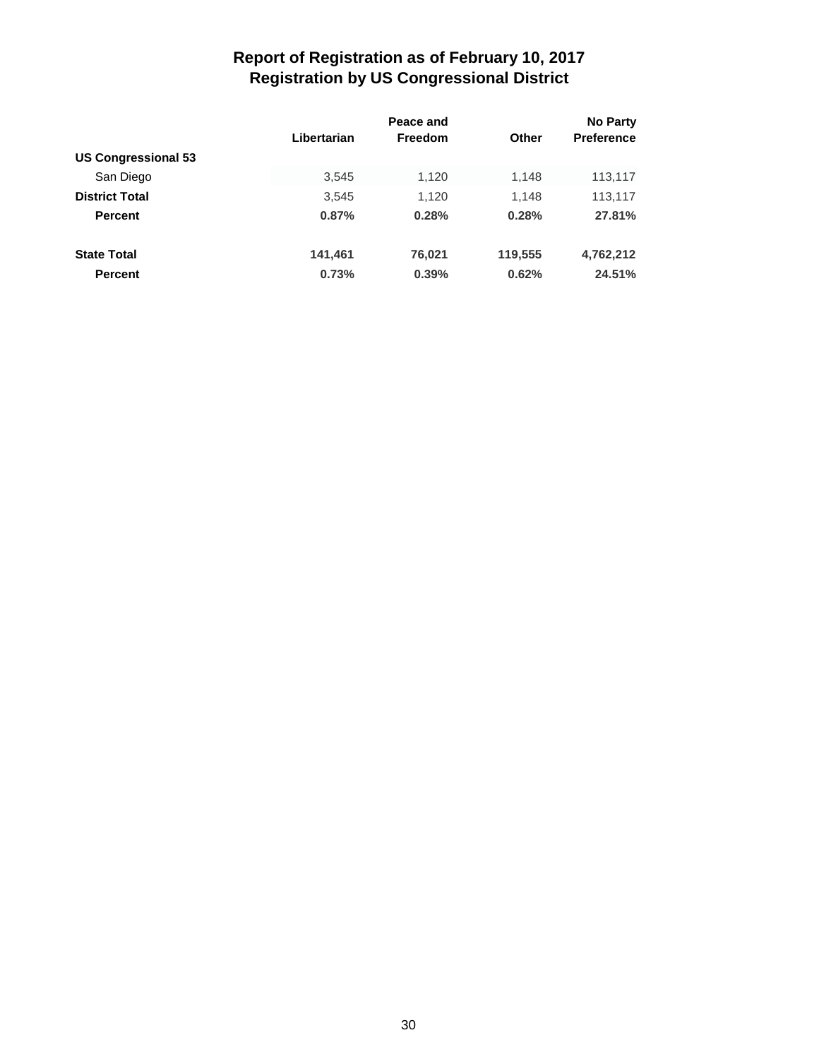# Report of Registration as of February 10, 2017
## Registration by US Congressional District

| | Libertarian | Peace and Freedom | Other | No Party Preference |
|---|---|---|---|---|
| **US Congressional 53** | | | | |
| San Diego | 3,545 | 1,120 | 1,148 | 113,117 |
| **District Total** | 3,545 | 1,120 | 1,148 | 113,117 |
| **Percent** | **0.87%** | **0.28%** | **0.28%** | **27.81%** |
| **State Total** | **141,461** | **76,021** | **119,555** | **4,762,212** |
| **Percent** | **0.73%** | **0.39%** | **0.62%** | **24.51%** |